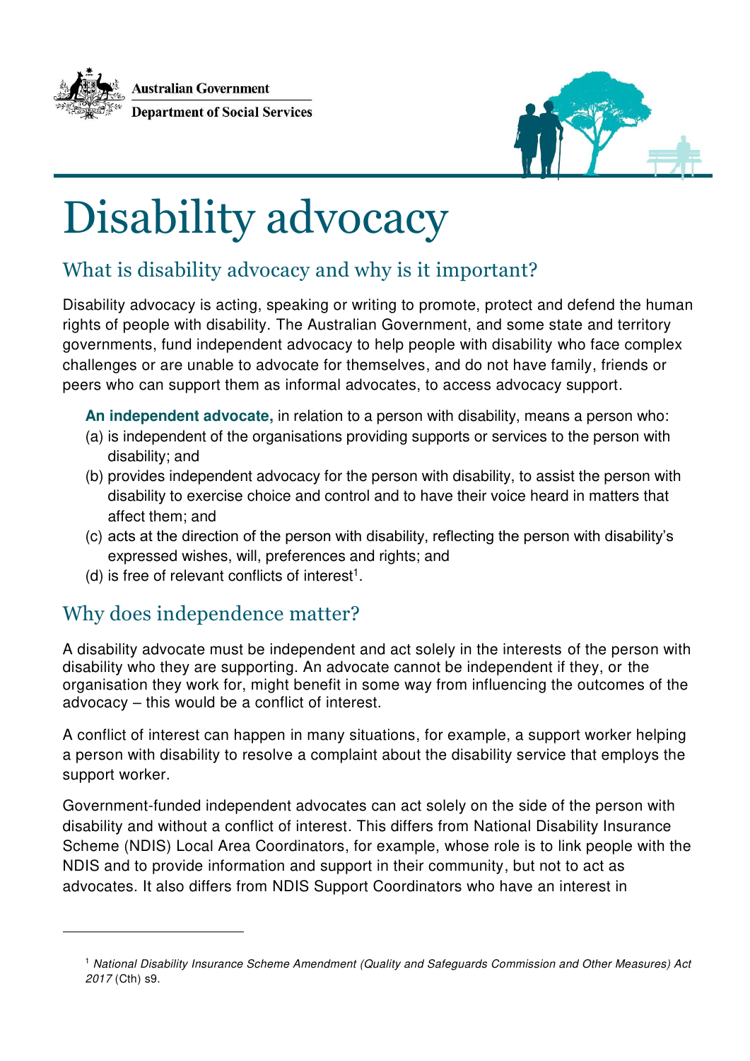Australian Government

Department of Social Services

# Disability advocacy

## What is disability advocacy and why is it important?

Disability advocacy is acting, speaking or writing to promote, protect and defend the human rights of people with disability. The Australian Government, and some state and territory governments, fund independent advocacy to help people with disability who face complex challenges or are unable to advocate for themselves, and do not have family, friends or peers who can support them as informal advocates, to access advocacy support.

> **An independent advocate,** in relation to a person with disability, means a person who:
> (a) is independent of the organisations providing supports or services to the person with disability; and
> (b) provides independent advocacy for the person with disability, to assist the person with disability to exercise choice and control and to have their voice heard in matters that affect them; and
> (c) acts at the direction of the person with disability, reflecting the person with disability's expressed wishes, will, preferences and rights; and
> (d) is free of relevant conflicts of interest[1].

## Why does independence matter?

A disability advocate must be independent and act solely in the interests of the person with disability who they are supporting. An advocate cannot be independent if they, or the organisation they work for, might benefit in some way from influencing the outcomes of the advocacy – this would be a conflict of interest.

A conflict of interest can happen in many situations, for example, a support worker helping a person with disability to resolve a complaint about the disability service that employs the support worker.

Government-funded independent advocates can act solely on the side of the person with disability and without a conflict of interest. This differs from National Disability Insurance Scheme (NDIS) Local Area Coordinators, for example, whose role is to link people with the NDIS and to provide information and support in their community, but not to act as advocates. It also differs from NDIS Support Coordinators who have an interest in

---

[1] *National Disability Insurance Scheme Amendment (Quality and Safeguards Commission and Other Measures) Act 2017* (Cth) s9.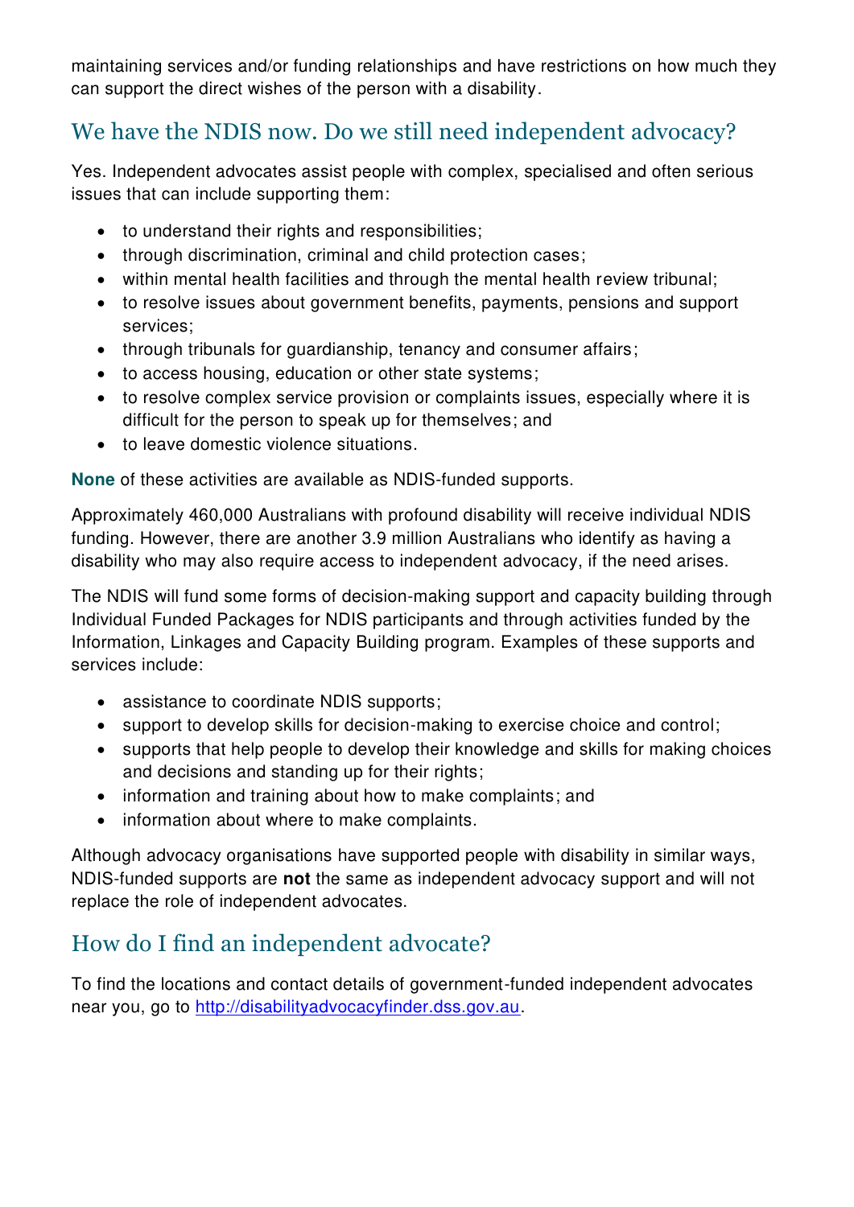maintaining services and/or funding relationships and have restrictions on how much they can support the direct wishes of the person with a disability.

## We have the NDIS now. Do we still need independent advocacy?

Yes. Independent advocates assist people with complex, specialised and often serious issues that can include supporting them:

- to understand their rights and responsibilities;
- through discrimination, criminal and child protection cases;
- within mental health facilities and through the mental health review tribunal;
- to resolve issues about government benefits, payments, pensions and support services;
- through tribunals for guardianship, tenancy and consumer affairs;
- to access housing, education or other state systems;
- to resolve complex service provision or complaints issues, especially where it is difficult for the person to speak up for themselves; and
- to leave domestic violence situations.

**None** of these activities are available as NDIS-funded supports.

Approximately 460,000 Australians with profound disability will receive individual NDIS funding. However, there are another 3.9 million Australians who identify as having a disability who may also require access to independent advocacy, if the need arises.

The NDIS will fund some forms of decision-making support and capacity building through Individual Funded Packages for NDIS participants and through activities funded by the Information, Linkages and Capacity Building program. Examples of these supports and services include:

- assistance to coordinate NDIS supports;
- support to develop skills for decision-making to exercise choice and control;
- supports that help people to develop their knowledge and skills for making choices and decisions and standing up for their rights;
- information and training about how to make complaints; and
- information about where to make complaints.

Although advocacy organisations have supported people with disability in similar ways, NDIS-funded supports are **not** the same as independent advocacy support and will not replace the role of independent advocates.

## How do I find an independent advocate?

To find the locations and contact details of government-funded independent advocates near you, go to http://disabilityadvocacyfinder.dss.gov.au.